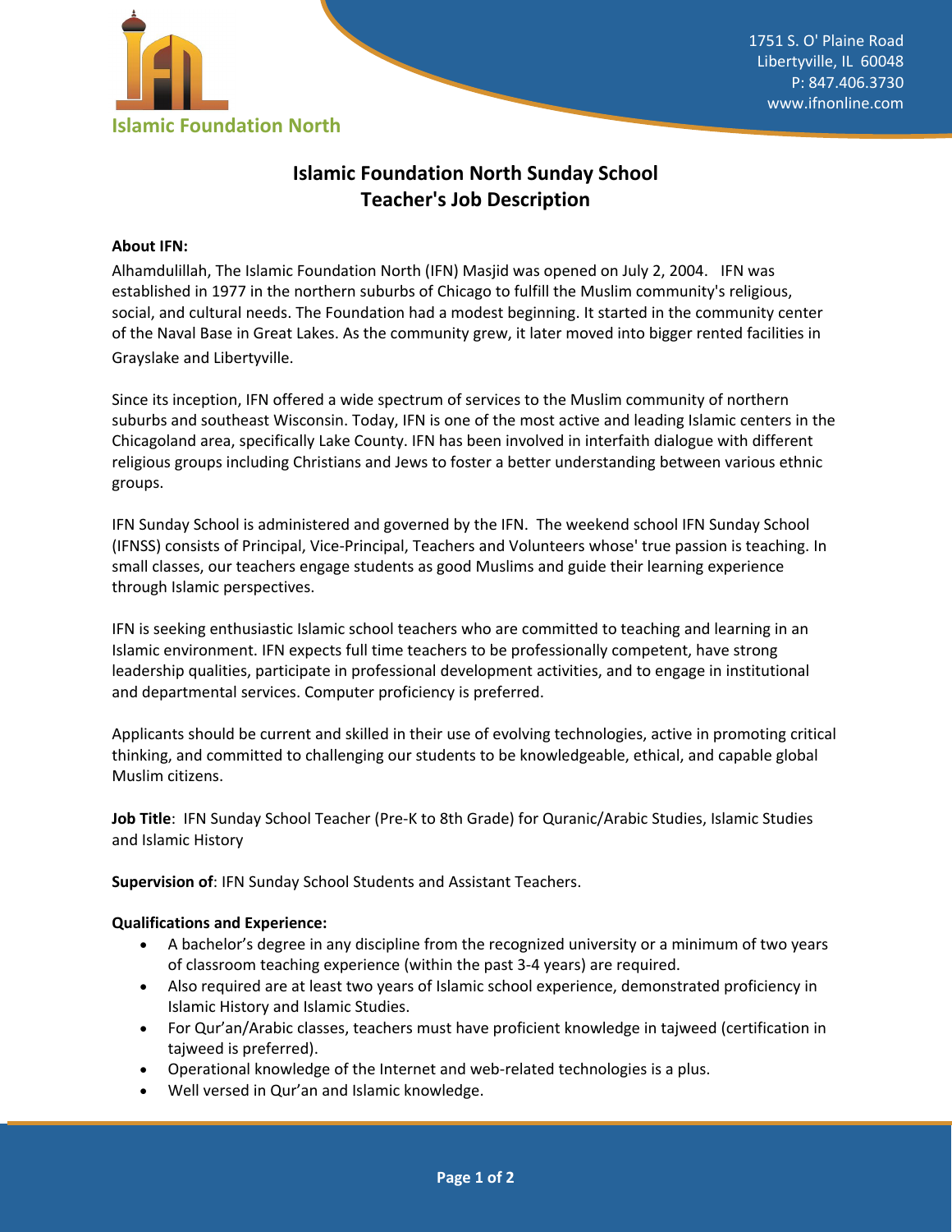Islamic Foundation North

1751 S. O' Plaine Road
Libertyville, IL 60048
P: 847.406.3730
www.ifnonline.com

# Islamic Foundation North Sunday School
# Teacher's Job Description

**About IFN:**

Alhamdulillah, The Islamic Foundation North (IFN) Masjid was opened on July 2, 2004. IFN was established in 1977 in the northern suburbs of Chicago to fulfill the Muslim community's religious, social, and cultural needs. The Foundation had a modest beginning. It started in the community center of the Naval Base in Great Lakes. As the community grew, it later moved into bigger rented facilities in Grayslake and Libertyville.

Since its inception, IFN offered a wide spectrum of services to the Muslim community of northern suburbs and southeast Wisconsin. Today, IFN is one of the most active and leading Islamic centers in the Chicagoland area, specifically Lake County. IFN has been involved in interfaith dialogue with different religious groups including Christians and Jews to foster a better understanding between various ethnic groups.

IFN Sunday School is administered and governed by the IFN. The weekend school IFN Sunday School (IFNSS) consists of Principal, Vice-Principal, Teachers and Volunteers whose' true passion is teaching. In small classes, our teachers engage students as good Muslims and guide their learning experience through Islamic perspectives.

IFN is seeking enthusiastic Islamic school teachers who are committed to teaching and learning in an Islamic environment. IFN expects full time teachers to be professionally competent, have strong leadership qualities, participate in professional development activities, and to engage in institutional and departmental services. Computer proficiency is preferred.

Applicants should be current and skilled in their use of evolving technologies, active in promoting critical thinking, and committed to challenging our students to be knowledgeable, ethical, and capable global Muslim citizens.

**Job Title**: IFN Sunday School Teacher (Pre-K to 8th Grade) for Quranic/Arabic Studies, Islamic Studies and Islamic History

**Supervision of**: IFN Sunday School Students and Assistant Teachers.

**Qualifications and Experience:**

- A bachelor's degree in any discipline from the recognized university or a minimum of two years of classroom teaching experience (within the past 3-4 years) are required.
- Also required are at least two years of Islamic school experience, demonstrated proficiency in Islamic History and Islamic Studies.
- For Qur'an/Arabic classes, teachers must have proficient knowledge in tajweed (certification in tajweed is preferred).
- Operational knowledge of the Internet and web-related technologies is a plus.
- Well versed in Qur'an and Islamic knowledge.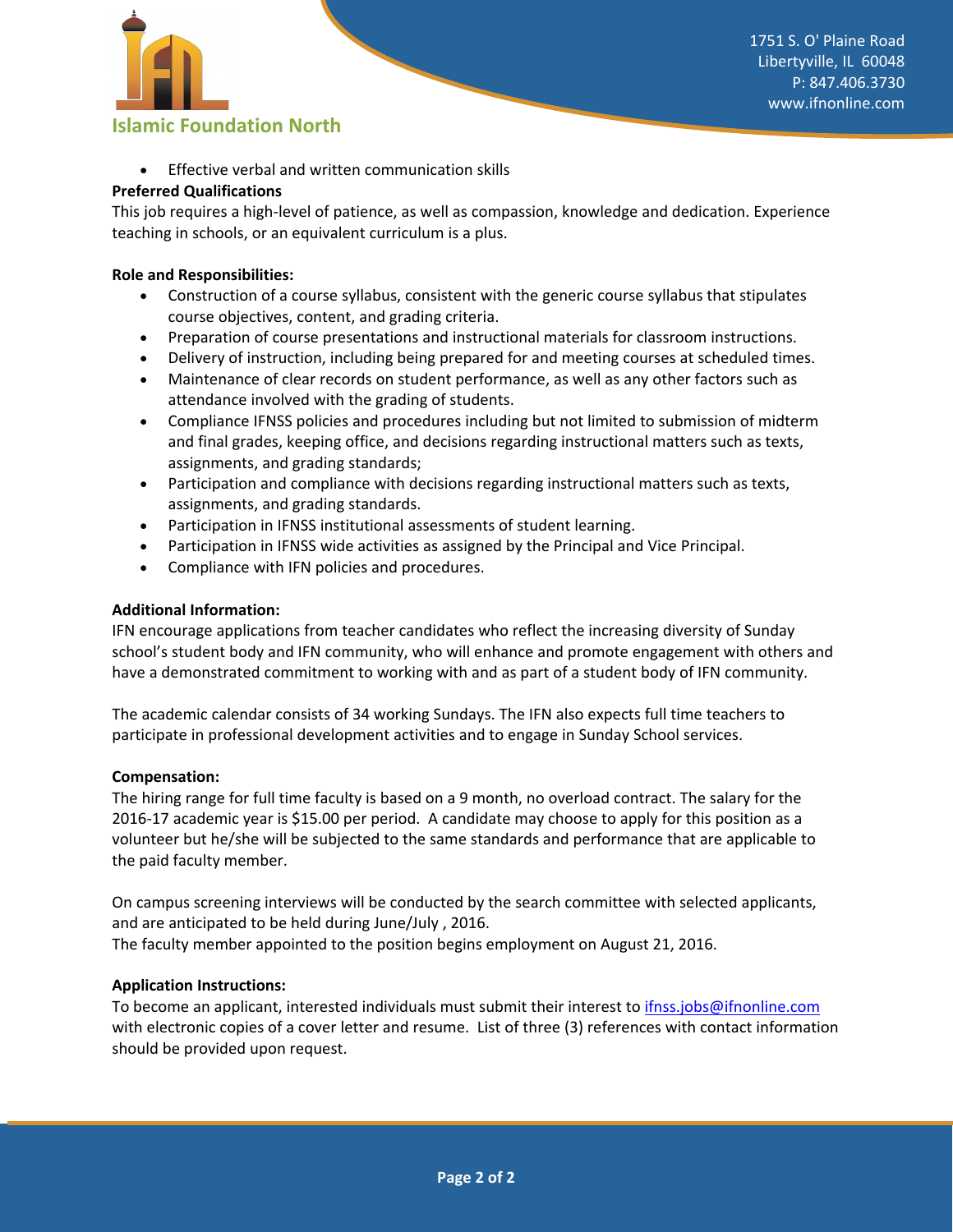- Effective verbal and written communication skills

**Preferred Qualifications**

This job requires a high-level of patience, as well as compassion, knowledge and dedication. Experience teaching in schools, or an equivalent curriculum is a plus.

**Role and Responsibilities:**

- Construction of a course syllabus, consistent with the generic course syllabus that stipulates course objectives, content, and grading criteria.
- Preparation of course presentations and instructional materials for classroom instructions.
- Delivery of instruction, including being prepared for and meeting courses at scheduled times.
- Maintenance of clear records on student performance, as well as any other factors such as attendance involved with the grading of students.
- Compliance IFNSS policies and procedures including but not limited to submission of midterm and final grades, keeping office, and decisions regarding instructional matters such as texts, assignments, and grading standards;
- Participation and compliance with decisions regarding instructional matters such as texts, assignments, and grading standards.
- Participation in IFNSS institutional assessments of student learning.
- Participation in IFNSS wide activities as assigned by the Principal and Vice Principal.
- Compliance with IFN policies and procedures.

**Additional Information:**

IFN encourage applications from teacher candidates who reflect the increasing diversity of Sunday school's student body and IFN community, who will enhance and promote engagement with others and have a demonstrated commitment to working with and as part of a student body of IFN community.

The academic calendar consists of 34 working Sundays. The IFN also expects full time teachers to participate in professional development activities and to engage in Sunday School services.

**Compensation:**

The hiring range for full time faculty is based on a 9 month, no overload contract. The salary for the 2016-17 academic year is $15.00 per period. A candidate may choose to apply for this position as a volunteer but he/she will be subjected to the same standards and performance that are applicable to the paid faculty member.

On campus screening interviews will be conducted by the search committee with selected applicants, and are anticipated to be held during June/July , 2016.
The faculty member appointed to the position begins employment on August 21, 2016.

**Application Instructions:**

To become an applicant, interested individuals must submit their interest to ifnss.jobs@ifnonline.com with electronic copies of a cover letter and resume. List of three (3) references with contact information should be provided upon request.